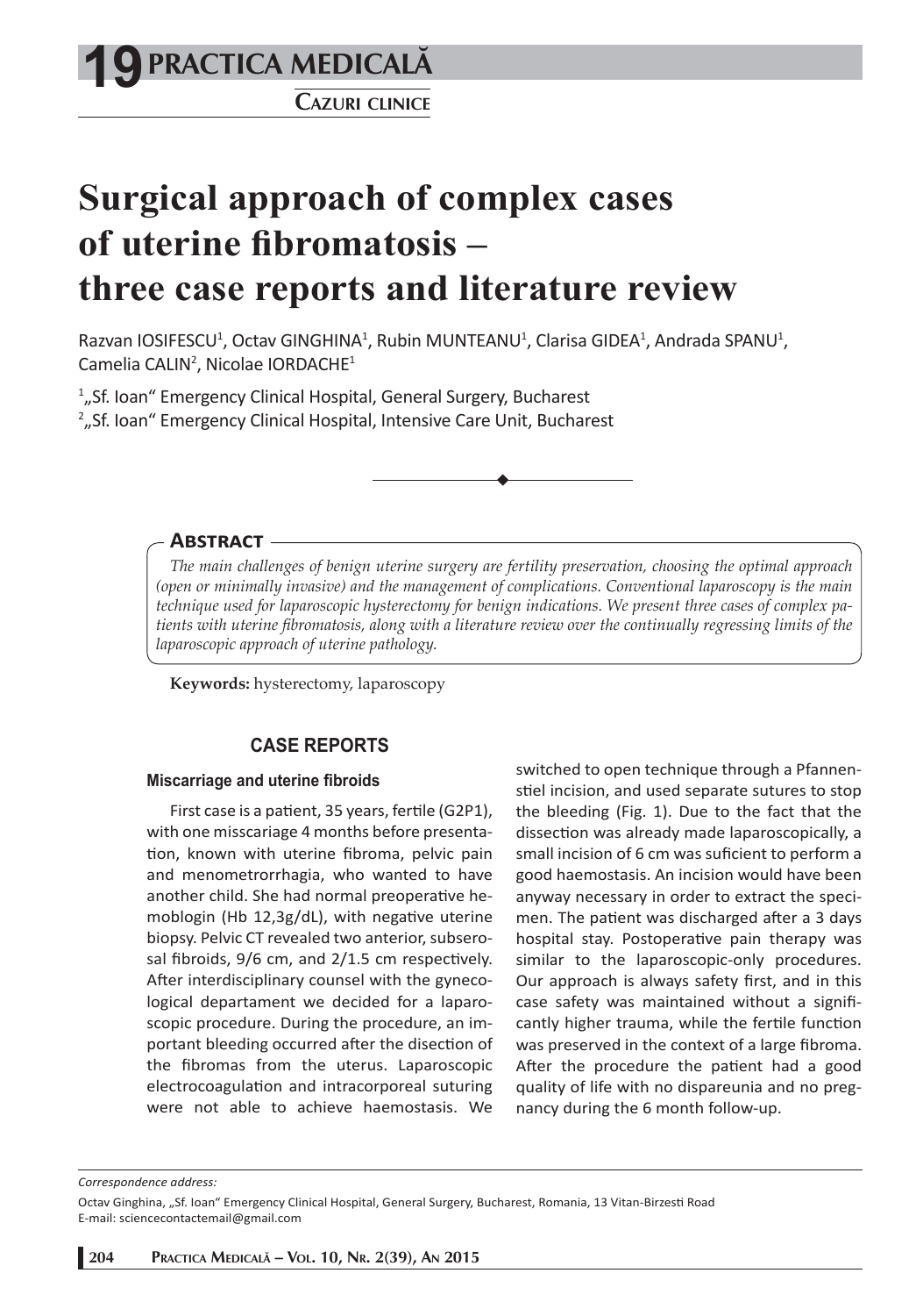# Surgical approach of complex cases of uterine fibromatosis – three case reports and literature review

Razvan IOSIFESCU[1], Octav GINGHINA[1], Rubin MUNTEANU[1], Clarisa GIDEA[1], Andrada SPANU[1], Camelia CALIN[2], Nicolae IORDACHE[1]

[1] „Sf. Ioan" Emergency Clinical Hospital, General Surgery, Bucharest
[2] „Sf. Ioan" Emergency Clinical Hospital, Intensive Care Unit, Bucharest

## Abstract

*The main challenges of benign uterine surgery are fertility preservation, choosing the optimal approach (open or minimally invasive) and the management of complications. Conventional laparoscopy is the main technique used for laparoscopic hysterectomy for benign indications. We present three cases of complex patients with uterine fibromatosis, along with a literature review over the continually regressing limits of the laparoscopic approach of uterine pathology.*

**Keywords:** hysterectomy, laparoscopy

## CASE REPORTS

### Miscarriage and uterine fibroids

First case is a patient, 35 years, fertile (G2P1), with one misscariage 4 months before presentation, known with uterine fibroma, pelvic pain and menometrorrhagia, who wanted to have another child. She had normal preoperative hemoblogin (Hb 12,3g/dL), with negative uterine biopsy. Pelvic CT revealed two anterior, subserosal fibroids, 9/6 cm, and 2/1.5 cm respectively. After interdisciplinary counsel with the gynecological departament we decided for a laparoscopic procedure. During the procedure, an important bleeding occurred after the disection of the fibromas from the uterus. Laparoscopic electrocoagulation and intracorporeal suturing were not able to achieve haemostasis. We switched to open technique through a Pfannenstiel incision, and used separate sutures to stop the bleeding (Fig. 1). Due to the fact that the dissection was already made laparoscopically, a small incision of 6 cm was suficient to perform a good haemostasis. An incision would have been anyway necessary in order to extract the specimen. The patient was discharged after a 3 days hospital stay. Postoperative pain therapy was similar to the laparoscopic-only procedures. Our approach is always safety first, and in this case safety was maintained without a significantly higher trauma, while the fertile function was preserved in the context of a large fibroma. After the procedure the patient had a good quality of life with no dispareunia and no pregnancy during the 6 month follow-up.

*Correspondence address:*

Octav Ginghina, „Sf. Ioan" Emergency Clinical Hospital, General Surgery, Bucharest, Romania, 13 Vitan-Birzesti Road
E-mail: sciencecontactemail@gmail.com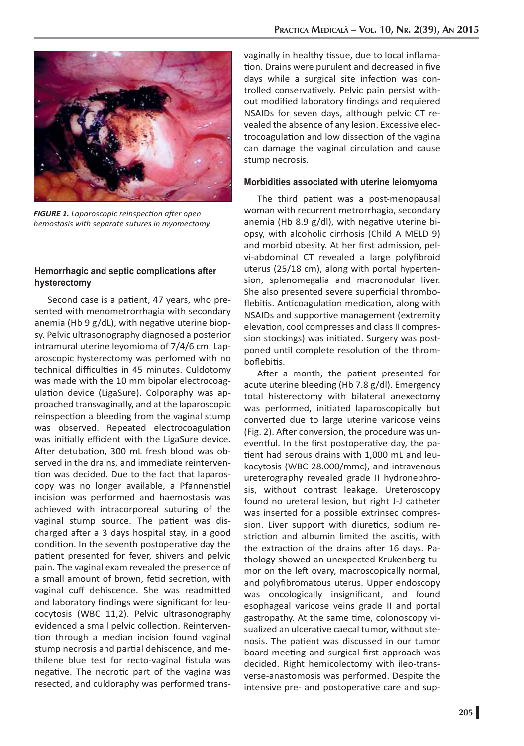*FIGURE 1. Laparoscopic reinspection after open hemostasis with separate sutures in myomectomy*

### Hemorrhagic and septic complications after hysterectomy

Second case is a patient, 47 years, who presented with menometrorrhagia with secondary anemia (Hb 9 g/dL), with negative uterine biopsy. Pelvic ultrasonography diagnosed a posterior intramural uterine leyomioma of 7/4/6 cm. Laparoscopic hysterectomy was perfomed with no technical difficulties in 45 minutes. Culdotomy was made with the 10 mm bipolar electrocoagulation device (LigaSure). Colporaphy was approached transvaginally, and at the laparoscopic reinspection a bleeding from the vaginal stump was observed. Repeated electrocoagulation was initially efficient with the LigaSure device. After detubation, 300 mL fresh blood was observed in the drains, and immediate reintervention was decided. Due to the fact that laparoscopy was no longer available, a Pfannenstiel incision was performed and haemostasis was achieved with intracorporeal suturing of the vaginal stump source. The patient was discharged after a 3 days hospital stay, in a good condition. In the seventh postoperative day the patient presented for fever, shivers and pelvic pain. The vaginal exam revealed the presence of a small amount of brown, fetid secretion, with vaginal cuff dehiscence. She was readmitted and laboratory findings were significant for leucocytosis (WBC 11,2). Pelvic ultrasonography evidenced a small pelvic collection. Reintervention through a median incision found vaginal stump necrosis and partial dehiscence, and methilene blue test for recto-vaginal fistula was negative. The necrotic part of the vagina was resected, and culdoraphy was performed transvaginally in healthy tissue, due to local inflamation. Drains were purulent and decreased in five days while a surgical site infection was controlled conservatively. Pelvic pain persist without modified laboratory findings and requiered NSAIDs for seven days, although pelvic CT revealed the absence of any lesion. Excessive electrocoagulation and low dissection of the vagina can damage the vaginal circulation and cause stump necrosis.

### Morbidities associated with uterine leiomyoma

The third patient was a post-menopausal woman with recurrent metrorrhagia, secondary anemia (Hb 8.9 g/dl), with negative uterine biopsy, with alcoholic cirrhosis (Child A MELD 9) and morbid obesity. At her first admission, pelvi-abdominal CT revealed a large polyfibroid uterus (25/18 cm), along with portal hypertension, splenomegalia and macronodular liver. She also presented severe superficial thromboflebitis. Anticoagulation medication, along with NSAIDs and supportive management (extremity elevation, cool compresses and class II compression stockings) was initiated. Surgery was postponed until complete resolution of the thromboflebitis.

After a month, the patient presented for acute uterine bleeding (Hb 7.8 g/dl). Emergency total histerectomy with bilateral anexectomy was performed, initiated laparoscopically but converted due to large uterine varicose veins (Fig. 2). After conversion, the procedure was uneventful. In the first postoperative day, the patient had serous drains with 1,000 mL and leukocytosis (WBC 28.000/mmc), and intravenous ureterography revealed grade II hydronephrosis, without contrast leakage. Ureteroscopy found no ureteral lesion, but right J-J catheter was inserted for a possible extrinsec compression. Liver support with diuretics, sodium restriction and albumin limited the ascitis, with the extraction of the drains after 16 days. Pathology showed an unexpected Krukenberg tumor on the left ovary, macroscopically normal, and polyfibromatous uterus. Upper endoscopy was oncologically insignificant, and found esophageal varicose veins grade II and portal gastropathy. At the same time, colonoscopy visualized an ulcerative caecal tumor, without stenosis. The patient was discussed in our tumor board meeting and surgical first approach was decided. Right hemicolectomy with ileo-transverse-anastomosis was performed. Despite the intensive pre- and postoperative care and sup-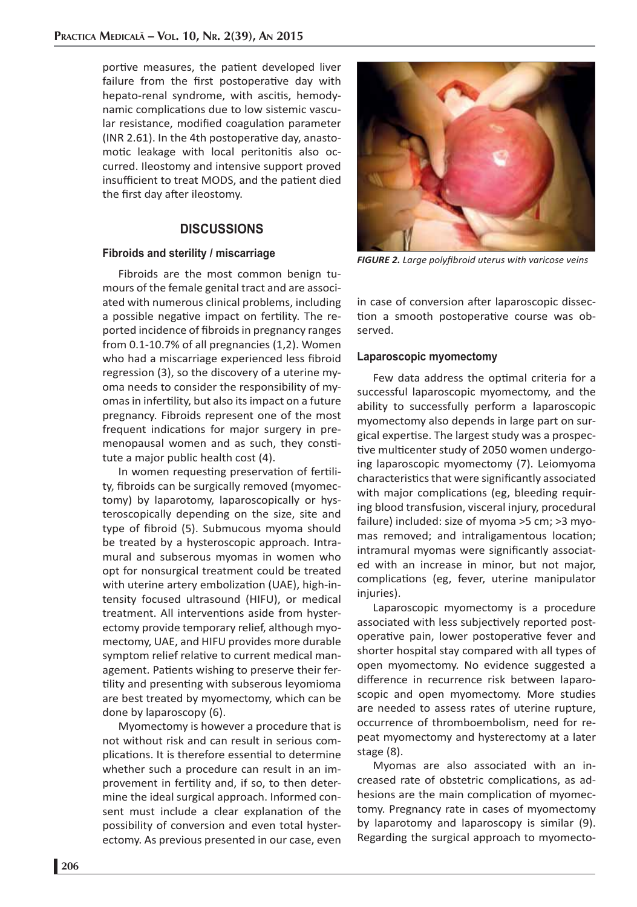portive measures, the patient developed liver failure from the first postoperative day with hepato-renal syndrome, with ascitis, hemodynamic complications due to low sistemic vascular resistance, modified coagulation parameter (INR 2.61). In the 4th postoperative day, anastomotic leakage with local peritonitis also occurred. Ileostomy and intensive support proved insufficient to treat MODS, and the patient died the first day after ileostomy.

## DISCUSSIONS

### Fibroids and sterility / miscarriage

Fibroids are the most common benign tumours of the female genital tract and are associated with numerous clinical problems, including a possible negative impact on fertility. The reported incidence of fibroids in pregnancy ranges from 0.1-10.7% of all pregnancies (1,2). Women who had a miscarriage experienced less fibroid regression (3), so the discovery of a uterine myoma needs to consider the responsibility of myomas in infertility, but also its impact on a future pregnancy. Fibroids represent one of the most frequent indications for major surgery in premenopausal women and as such, they constitute a major public health cost (4).

In women requesting preservation of fertility, fibroids can be surgically removed (myomectomy) by laparotomy, laparoscopically or hysteroscopically depending on the size, site and type of fibroid (5). Submucous myoma should be treated by a hysteroscopic approach. Intramural and subserous myomas in women who opt for nonsurgical treatment could be treated with uterine artery embolization (UAE), high-intensity focused ultrasound (HIFU), or medical treatment. All interventions aside from hysterectomy provide temporary relief, although myomectomy, UAE, and HIFU provides more durable symptom relief relative to current medical management. Patients wishing to preserve their fertility and presenting with subserous leyomioma are best treated by myomectomy, which can be done by laparoscopy (6).

Myomectomy is however a procedure that is not without risk and can result in serious complications. It is therefore essential to determine whether such a procedure can result in an improvement in fertility and, if so, to then determine the ideal surgical approach. Informed consent must include a clear explanation of the possibility of conversion and even total hysterectomy. As previous presented in our case, even in case of conversion after laparoscopic dissection a smooth postoperative course was observed.

*FIGURE 2. Large polyfibroid uterus with varicose veins*

### Laparoscopic myomectomy

Few data address the optimal criteria for a successful laparoscopic myomectomy, and the ability to successfully perform a laparoscopic myomectomy also depends in large part on surgical expertise. The largest study was a prospective multicenter study of 2050 women undergoing laparoscopic myomectomy (7). Leiomyoma characteristics that were significantly associated with major complications (eg, bleeding requiring blood transfusion, visceral injury, procedural failure) included: size of myoma >5 cm; >3 myomas removed; and intraligamentous location; intramural myomas were significantly associated with an increase in minor, but not major, complications (eg, fever, uterine manipulator injuries).

Laparoscopic myomectomy is a procedure associated with less subjectively reported postoperative pain, lower postoperative fever and shorter hospital stay compared with all types of open myomectomy. No evidence suggested a difference in recurrence risk between laparoscopic and open myomectomy. More studies are needed to assess rates of uterine rupture, occurrence of thromboembolism, need for repeat myomectomy and hysterectomy at a later stage (8).

Myomas are also associated with an increased rate of obstetric complications, as adhesions are the main complication of myomectomy. Pregnancy rate in cases of myomectomy by laparotomy and laparoscopy is similar (9). Regarding the surgical approach to myomecto-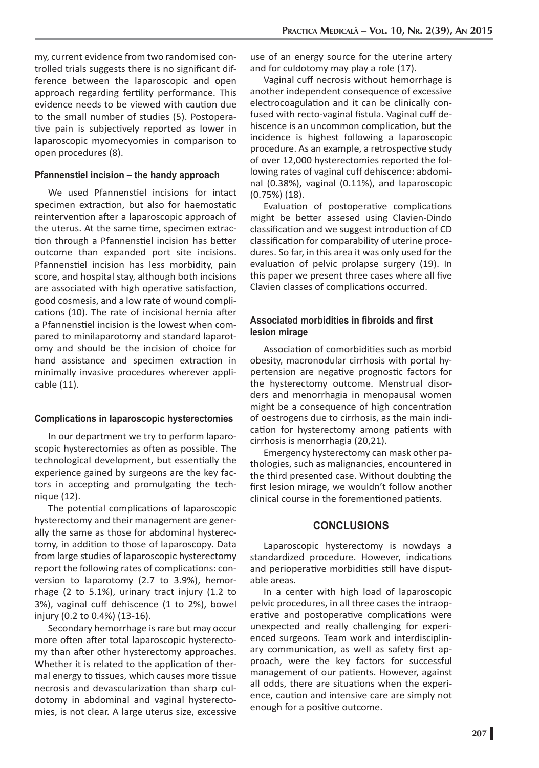my, current evidence from two randomised controlled trials suggests there is no significant difference between the laparoscopic and open approach regarding fertility performance. This evidence needs to be viewed with caution due to the small number of studies (5). Postoperative pain is subjectively reported as lower in laparoscopic myomecyomies in comparison to open procedures (8).

### Pfannenstiel incision – the handy approach

We used Pfannenstiel incisions for intact specimen extraction, but also for haemostatic reintervention after a laparoscopic approach of the uterus. At the same time, specimen extraction through a Pfannenstiel incision has better outcome than expanded port site incisions. Pfannenstiel incision has less morbidity, pain score, and hospital stay, although both incisions are associated with high operative satisfaction, good cosmesis, and a low rate of wound complications (10). The rate of incisional hernia after a Pfannenstiel incision is the lowest when compared to minilaparotomy and standard laparotomy and should be the incision of choice for hand assistance and specimen extraction in minimally invasive procedures wherever applicable (11).

### Complications in laparoscopic hysterectomies

In our department we try to perform laparoscopic hysterectomies as often as possible. The technological development, but essentially the experience gained by surgeons are the key factors in accepting and promulgating the technique (12).

The potential complications of laparoscopic hysterectomy and their management are generally the same as those for abdominal hysterectomy, in addition to those of laparoscopy. Data from large studies of laparoscopic hysterectomy report the following rates of complications: conversion to laparotomy (2.7 to 3.9%), hemorrhage (2 to 5.1%), urinary tract injury (1.2 to 3%), vaginal cuff dehiscence (1 to 2%), bowel injury (0.2 to 0.4%) (13-16).

Secondary hemorrhage is rare but may occur more often after total laparoscopic hysterectomy than after other hysterectomy approaches. Whether it is related to the application of thermal energy to tissues, which causes more tissue necrosis and devascularization than sharp culdotomy in abdominal and vaginal hysterectomies, is not clear. A large uterus size, excessive use of an energy source for the uterine artery and for culdotomy may play a role (17).

Vaginal cuff necrosis without hemorrhage is another independent consequence of excessive electrocoagulation and it can be clinically confused with recto-vaginal fistula. Vaginal cuff dehiscence is an uncommon complication, but the incidence is highest following a laparoscopic procedure. As an example, a retrospective study of over 12,000 hysterectomies reported the following rates of vaginal cuff dehiscence: abdominal (0.38%), vaginal (0.11%), and laparoscopic (0.75%) (18).

Evaluation of postoperative complications might be better assesed using Clavien-Dindo classification and we suggest introduction of CD classification for comparability of uterine procedures. So far, in this area it was only used for the evaluation of pelvic prolapse surgery (19). In this paper we present three cases where all five Clavien classes of complications occurred.

### Associated morbidities in fibroids and first lesion mirage

Association of comorbidities such as morbid obesity, macronodular cirrhosis with portal hypertension are negative prognostic factors for the hysterectomy outcome. Menstrual disorders and menorrhagia in menopausal women might be a consequence of high concentration of oestrogens due to cirrhosis, as the main indication for hysterectomy among patients with cirrhosis is menorrhagia (20,21).

Emergency hysterectomy can mask other pathologies, such as malignancies, encountered in the third presented case. Without doubting the first lesion mirage, we wouldn't follow another clinical course in the forementioned patients.

## CONCLUSIONS

Laparoscopic hysterectomy is nowdays a standardized procedure. However, indications and perioperative morbidities still have disputable areas.

In a center with high load of laparoscopic pelvic procedures, in all three cases the intraoperative and postoperative complications were unexpected and really challenging for experienced surgeons. Team work and interdisciplinary communication, as well as safety first approach, were the key factors for successful management of our patients. However, against all odds, there are situations when the experience, caution and intensive care are simply not enough for a positive outcome.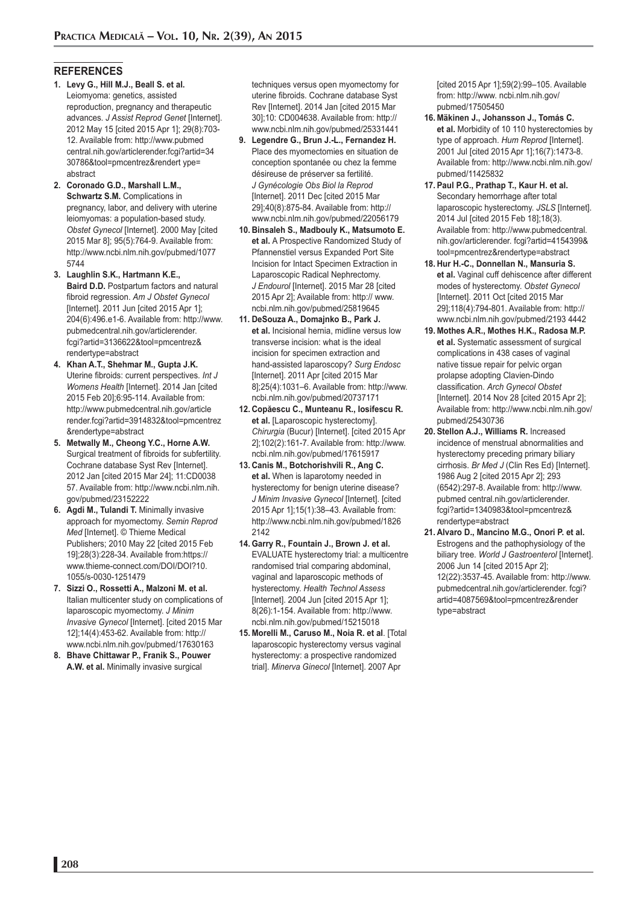## REFERENCES

1. **Levy G., Hill M.J., Beall S. et al.** Leiomyoma: genetics, assisted reproduction, pregnancy and therapeutic advances. *J Assist Reprod Genet* [Internet]. 2012 May 15 [cited 2015 Apr 1]; 29(8):703-12. Available from: http://www.pubmedcentral.nih.gov/articlerender.fcgi?artid=3430786&tool=pmcentrez&rendertype=abstract
2. **Coronado G.D., Marshall L.M., Schwartz S.M.** Complications in pregnancy, labor, and delivery with uterine leiomyomas: a population-based study. *Obstet Gynecol* [Internet]. 2000 May [cited 2015 Mar 8]; 95(5):764-9. Available from: http://www.ncbi.nlm.nih.gov/pubmed/10775744
3. **Laughlin S.K., Hartmann K.E., Baird D.D.** Postpartum factors and natural fibroid regression. *Am J Obstet Gynecol* [Internet]. 2011 Jun [cited 2015 Apr 1]; 204(6):496.e1-6. Available from: http://www.pubmedcentral.nih.gov/articlerender.fcgi?artid=3136622&tool=pmcentrez&rendertype=abstract
4. **Khan A.T., Shehmar M., Gupta J.K.** Uterine fibroids: current perspectives. *Int J Womens Health* [Internet]. 2014 Jan [cited 2015 Feb 20];6:95-114. Available from: http://www.pubmedcentral.nih.gov/articlerender.fcgi?artid=3914832&tool=pmcentrez&rendertype=abstract
5. **Metwally M., Cheong Y.C., Horne A.W.** Surgical treatment of fibroids for subfertility. Cochrane database Syst Rev [Internet]. 2012 Jan [cited 2015 Mar 24]; 11:CD003857. Available from: http://www.ncbi.nlm.nih.gov/pubmed/23152222
6. **Agdi M., Tulandi T.** Minimally invasive approach for myomectomy. *Semin Reprod Med* [Internet]. © Thieme Medical Publishers; 2010 May 22 [cited 2015 Feb 19];28(3):228-34. Available from:https://www.thieme-connect.com/DOI/DOI?10.1055/s-0030-1251479
7. **Sizzi O., Rossetti A., Malzoni M. et al.** Italian multicenter study on complications of laparoscopic myomectomy. *J Minim Invasive Gynecol* [Internet]. [cited 2015 Mar 12];14(4):453-62. Available from: http://www.ncbi.nlm.nih.gov/pubmed/17630163
8. **Bhave Chittawar P., Franik S., Pouwer A.W. et al.** Minimally invasive surgical techniques versus open myomectomy for uterine fibroids. Cochrane database Syst Rev [Internet]. 2014 Jan [cited 2015 Mar 30];10: CD004638. Available from: http://www.ncbi.nlm.nih.gov/pubmed/25331441
9. **Legendre G., Brun J.-L., Fernandez H.** Place des myomectomies en situation de conception spontanée ou chez la femme désireuse de préserver sa fertilité. *J Gynécologie Obs Biol la Reprod* [Internet]. 2011 Dec [cited 2015 Mar 29];40(8):875-84. Available from: http://www.ncbi.nlm.nih.gov/pubmed/22056179
10. **Binsaleh S., Madbouly K., Matsumoto E. et al.** A Prospective Randomized Study of Pfannenstiel versus Expanded Port Site Incision for Intact Specimen Extraction in Laparoscopic Radical Nephrectomy. *J Endourol* [Internet]. 2015 Mar 28 [cited 2015 Apr 2]; Available from: http:// www.ncbi.nlm.nih.gov/pubmed/25819645
11. **DeSouza A., Domajnko B., Park J. et al.** Incisional hernia, midline versus low transverse incision: what is the ideal incision for specimen extraction and hand-assisted laparoscopy? *Surg Endosc* [Internet]. 2011 Apr [cited 2015 Mar 8];25(4):1031–6. Available from: http://www.ncbi.nlm.nih.gov/pubmed/20737171
12. **Copăescu C., Munteanu R., Iosifescu R. et al.** [Laparoscopic hysterectomy]. *Chirurgia* (Bucur) [Internet]. [cited 2015 Apr 2];102(2):161-7. Available from: http://www.ncbi.nlm.nih.gov/pubmed/17615917
13. **Canis M., Botchorishvili R., Ang C. et al.** When is laparotomy needed in hysterectomy for benign uterine disease? *J Minim Invasive Gynecol* [Internet]. [cited 2015 Apr 1];15(1):38–43. Available from: http://www.ncbi.nlm.nih.gov/pubmed/18262142
14. **Garry R., Fountain J., Brown J. et al.** EVALUATE hysterectomy trial: a multicentre randomised trial comparing abdominal, vaginal and laparoscopic methods of hysterectomy. *Health Technol Assess* [Internet]. 2004 Jun [cited 2015 Apr 1]; 8(26):1-154. Available from: http://www.ncbi.nlm.nih.gov/pubmed/15215018
15. **Morelli M., Caruso M., Noia R. et al**. [Total laparoscopic hysterectomy versus vaginal hysterectomy: a prospective randomized trial]. *Minerva Ginecol* [Internet]. 2007 Apr [cited 2015 Apr 1];59(2):99–105. Available from: http://www. ncbi.nlm.nih.gov/pubmed/17505450
16. **Mäkinen J., Johansson J., Tomás C. et al.** Morbidity of 10 110 hysterectomies by type of approach. *Hum Reprod* [Internet]. 2001 Jul [cited 2015 Apr 1];16(7):1473-8. Available from: http://www.ncbi.nlm.nih.gov/pubmed/11425832
17. **Paul P.G., Prathap T., Kaur H. et al.** Secondary hemorrhage after total laparoscopic hysterectomy. *JSLS* [Internet]. 2014 Jul [cited 2015 Feb 18];18(3). Available from: http://www.pubmedcentral.nih.gov/articlerender.fcgi?artid=4154399&tool=pmcentrez&rendertype=abstract
18. **Hur H.-C., Donnellan N., Mansuria S. et al.** Vaginal cuff dehiscence after different modes of hysterectomy. *Obstet Gynecol* [Internet]. 2011 Oct [cited 2015 Mar 29];118(4):794-801. Available from: http://www.ncbi.nlm.nih.gov/pubmed/21934442
19. **Mothes A.R., Mothes H.K., Radosa M.P. et al.** Systematic assessment of surgical complications in 438 cases of vaginal native tissue repair for pelvic organ prolapse adopting Clavien-Dindo classification. *Arch Gynecol Obstet* [Internet]. 2014 Nov 28 [cited 2015 Apr 2]; Available from: http://www.ncbi.nlm.nih.gov/pubmed/25430736
20. **Stellon A.J., Williams R.** Increased incidence of menstrual abnormalities and hysterectomy preceding primary biliary cirrhosis. *Br Med J* (Clin Res Ed) [Internet]. 1986 Aug 2 [cited 2015 Apr 2]; 293 (6542):297-8. Available from: http://www.pubmed central.nih.gov/articlerender.fcgi?artid=1340983&tool=pmcentrez&rendertype=abstract
21. **Alvaro D., Mancino M.G., Onori P. et al.** Estrogens and the pathophysiology of the biliary tree. *World J Gastroenterol* [Internet]. 2006 Jun 14 [cited 2015 Apr 2]; 12(22):3537-45. Available from: http://www.pubmedcentral.nih.gov/articlerender.fcgi?artid=4087569&tool=pmcentrez&rendertype=abstract